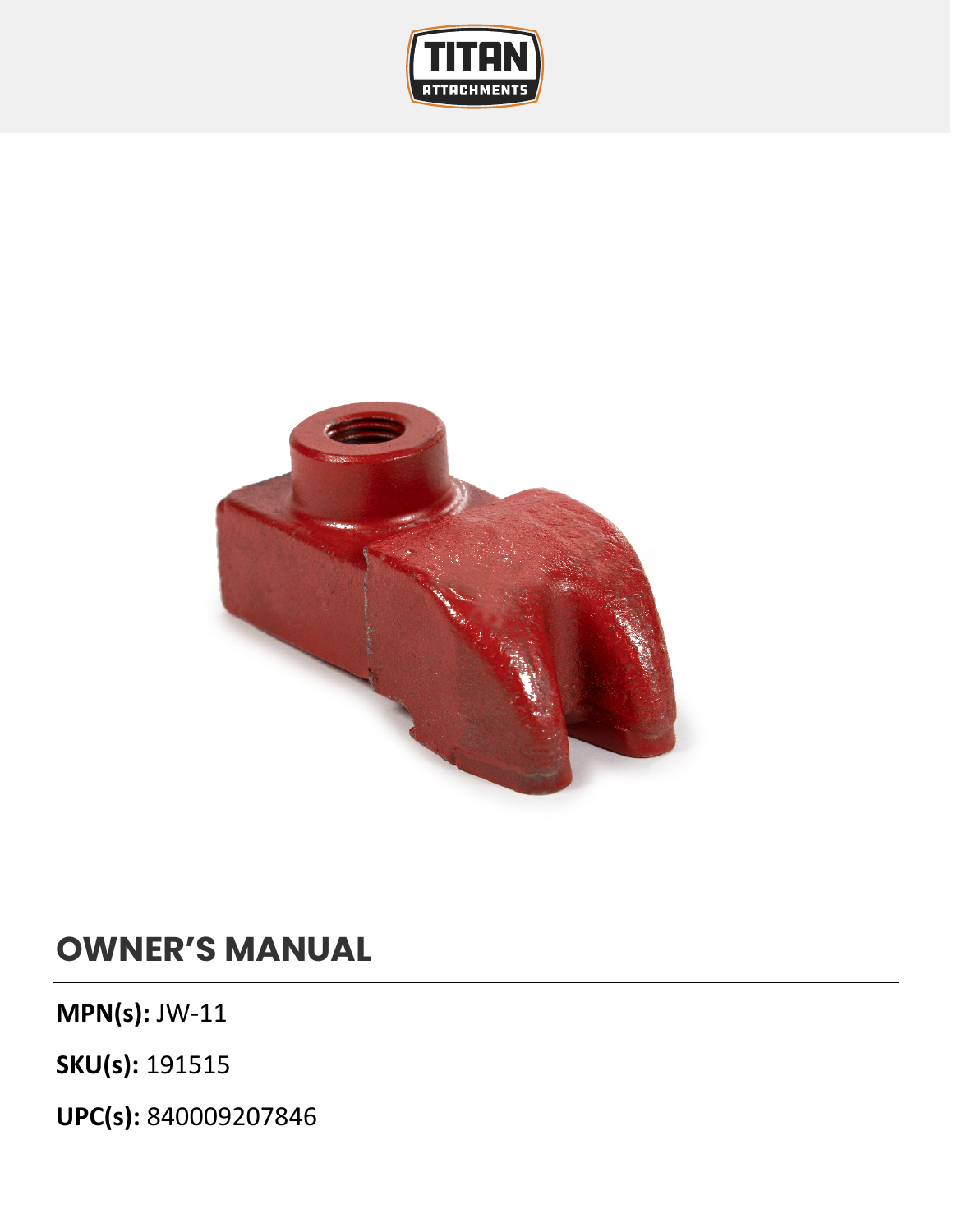# OWNER'S MANUAL

**MPN(s):** JW-11

**SKU(s):** 191515

**UPC(s):** 840009207846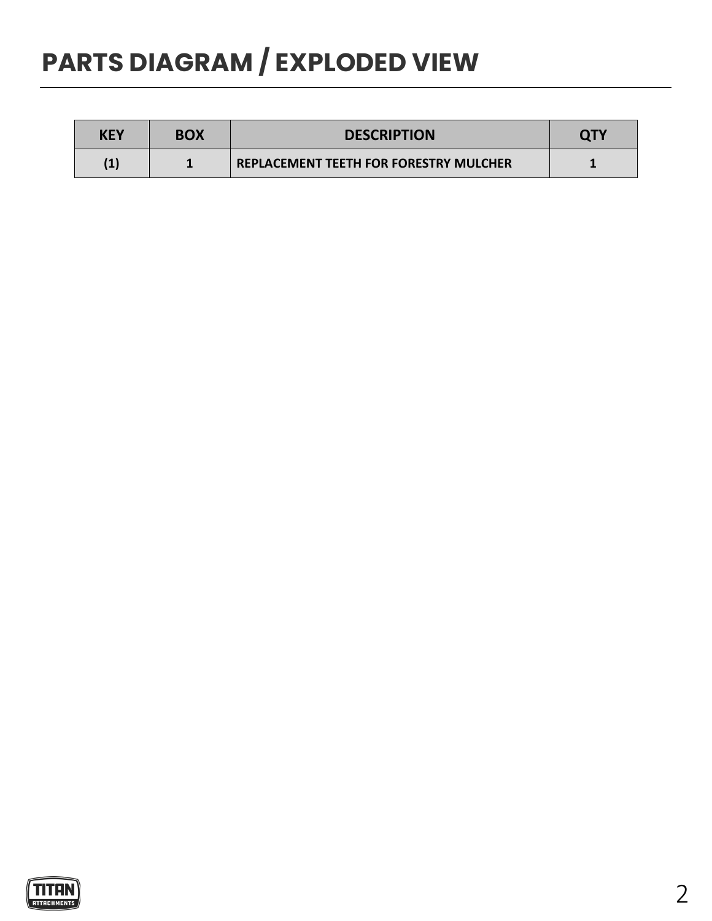# PARTS DIAGRAM / EXPLODED VIEW

| KEY | BOX | DESCRIPTION | QTY |
|---|---|---|---|
| (1) | 1 | REPLACEMENT TEETH FOR FORESTRY MULCHER | 1 |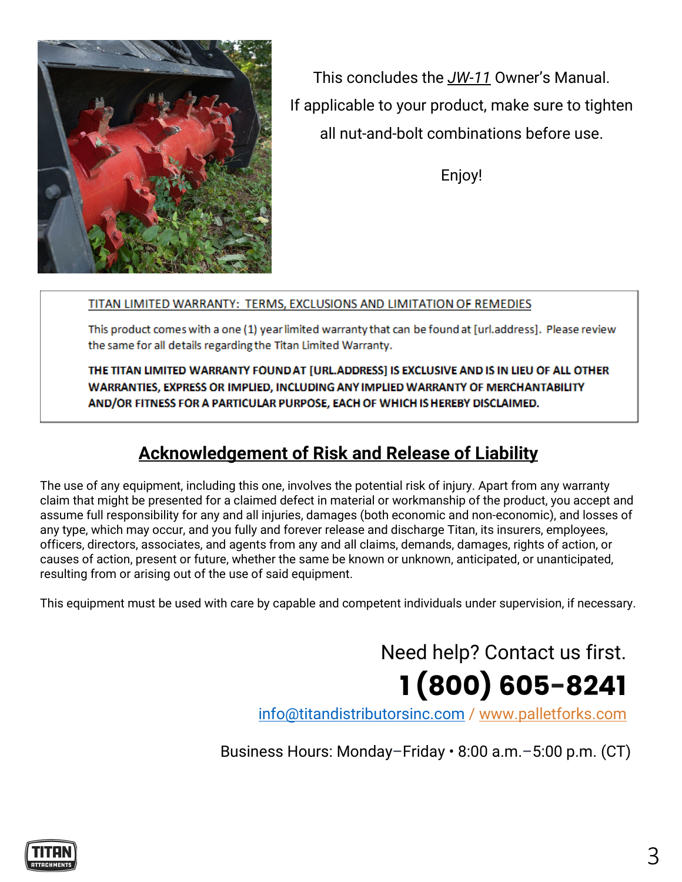This concludes the *JW-11* Owner's Manual.
If applicable to your product, make sure to tighten all nut-and-bolt combinations before use.

Enjoy!

TITAN LIMITED WARRANTY: TERMS, EXCLUSIONS AND LIMITATION OF REMEDIES

This product comes with a one (1) year limited warranty that can be found at [url.address]. Please review the same for all details regarding the Titan Limited Warranty.

**THE TITAN LIMITED WARRANTY FOUND AT [URL.ADDRESS] IS EXCLUSIVE AND IS IN LIEU OF ALL OTHER WARRANTIES, EXPRESS OR IMPLIED, INCLUDING ANY IMPLIED WARRANTY OF MERCHANTABILITY AND/OR FITNESS FOR A PARTICULAR PURPOSE, EACH OF WHICH IS HEREBY DISCLAIMED.**

## Acknowledgement of Risk and Release of Liability

The use of any equipment, including this one, involves the potential risk of injury. Apart from any warranty claim that might be presented for a claimed defect in material or workmanship of the product, you accept and assume full responsibility for any and all injuries, damages (both economic and non-economic), and losses of any type, which may occur, and you fully and forever release and discharge Titan, its insurers, employees, officers, directors, associates, and agents from any and all claims, demands, damages, rights of action, or causes of action, present or future, whether the same be known or unknown, anticipated, or unanticipated, resulting from or arising out of the use of said equipment.

This equipment must be used with care by capable and competent individuals under supervision, if necessary.

Need help? Contact us first.

**1 (800) 605-8241**

info@titandistributorsinc.com / www.palletforks.com

Business Hours: Monday–Friday • 8:00 a.m.–5:00 p.m. (CT)